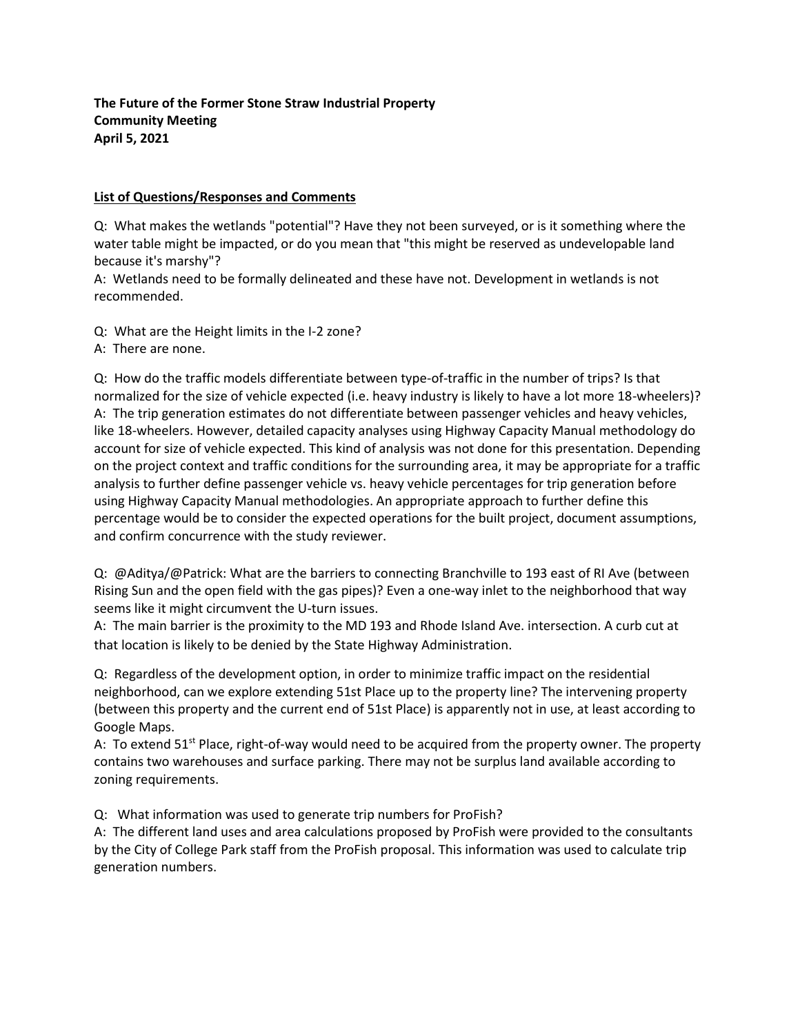**The Future of the Former Stone Straw Industrial Property**
**Community Meeting**
**April 5, 2021**

**List of Questions/Responses and Comments**

Q: What makes the wetlands "potential"? Have they not been surveyed, or is it something where the water table might be impacted, or do you mean that "this might be reserved as undevelopable land because it's marshy"?
A: Wetlands need to be formally delineated and these have not. Development in wetlands is not recommended.

Q: What are the Height limits in the I-2 zone?
A: There are none.

Q: How do the traffic models differentiate between type-of-traffic in the number of trips? Is that normalized for the size of vehicle expected (i.e. heavy industry is likely to have a lot more 18-wheelers)?
A: The trip generation estimates do not differentiate between passenger vehicles and heavy vehicles, like 18-wheelers. However, detailed capacity analyses using Highway Capacity Manual methodology do account for size of vehicle expected. This kind of analysis was not done for this presentation. Depending on the project context and traffic conditions for the surrounding area, it may be appropriate for a traffic analysis to further define passenger vehicle vs. heavy vehicle percentages for trip generation before using Highway Capacity Manual methodologies. An appropriate approach to further define this percentage would be to consider the expected operations for the built project, document assumptions, and confirm concurrence with the study reviewer.

Q: @Aditya/@Patrick: What are the barriers to connecting Branchville to 193 east of RI Ave (between Rising Sun and the open field with the gas pipes)? Even a one-way inlet to the neighborhood that way seems like it might circumvent the U-turn issues.
A: The main barrier is the proximity to the MD 193 and Rhode Island Ave. intersection. A curb cut at that location is likely to be denied by the State Highway Administration.

Q: Regardless of the development option, in order to minimize traffic impact on the residential neighborhood, can we explore extending 51st Place up to the property line? The intervening property (between this property and the current end of 51st Place) is apparently not in use, at least according to Google Maps.
A: To extend 51st Place, right-of-way would need to be acquired from the property owner. The property contains two warehouses and surface parking. There may not be surplus land available according to zoning requirements.

Q: What information was used to generate trip numbers for ProFish?
A: The different land uses and area calculations proposed by ProFish were provided to the consultants by the City of College Park staff from the ProFish proposal. This information was used to calculate trip generation numbers.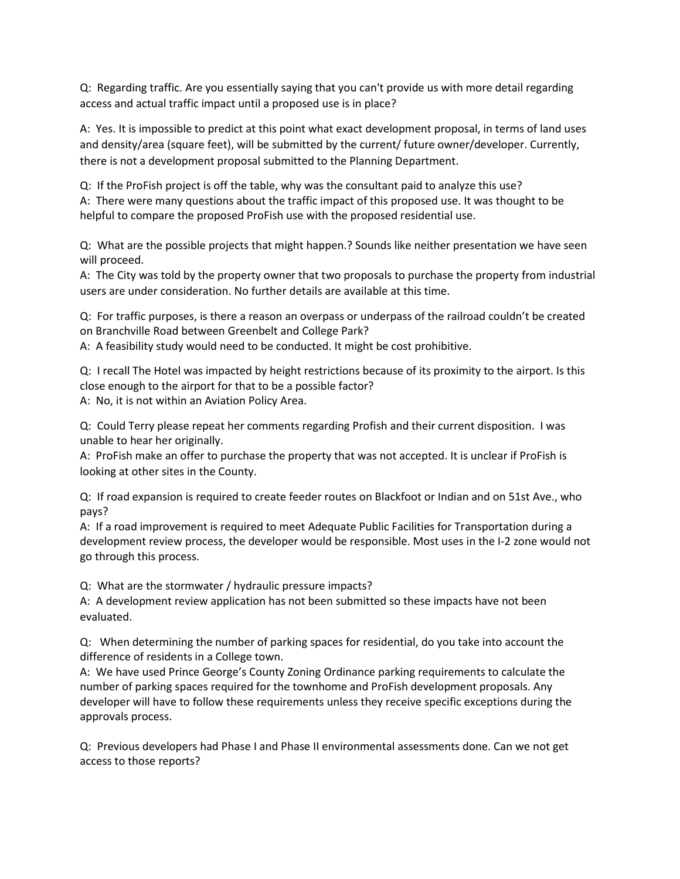Q: Regarding traffic. Are you essentially saying that you can't provide us with more detail regarding access and actual traffic impact until a proposed use is in place?

A: Yes. It is impossible to predict at this point what exact development proposal, in terms of land uses and density/area (square feet), will be submitted by the current/ future owner/developer. Currently, there is not a development proposal submitted to the Planning Department.

Q: If the ProFish project is off the table, why was the consultant paid to analyze this use?
A: There were many questions about the traffic impact of this proposed use. It was thought to be helpful to compare the proposed ProFish use with the proposed residential use.

Q: What are the possible projects that might happen.? Sounds like neither presentation we have seen will proceed.
A: The City was told by the property owner that two proposals to purchase the property from industrial users are under consideration. No further details are available at this time.

Q: For traffic purposes, is there a reason an overpass or underpass of the railroad couldn't be created on Branchville Road between Greenbelt and College Park?
A: A feasibility study would need to be conducted. It might be cost prohibitive.

Q: I recall The Hotel was impacted by height restrictions because of its proximity to the airport. Is this close enough to the airport for that to be a possible factor?
A: No, it is not within an Aviation Policy Area.

Q: Could Terry please repeat her comments regarding Profish and their current disposition. I was unable to hear her originally.
A: ProFish make an offer to purchase the property that was not accepted. It is unclear if ProFish is looking at other sites in the County.

Q: If road expansion is required to create feeder routes on Blackfoot or Indian and on 51st Ave., who pays?
A: If a road improvement is required to meet Adequate Public Facilities for Transportation during a development review process, the developer would be responsible. Most uses in the I-2 zone would not go through this process.

Q: What are the stormwater / hydraulic pressure impacts?
A: A development review application has not been submitted so these impacts have not been evaluated.

Q: When determining the number of parking spaces for residential, do you take into account the difference of residents in a College town.
A: We have used Prince George's County Zoning Ordinance parking requirements to calculate the number of parking spaces required for the townhome and ProFish development proposals. Any developer will have to follow these requirements unless they receive specific exceptions during the approvals process.

Q: Previous developers had Phase I and Phase II environmental assessments done. Can we not get access to those reports?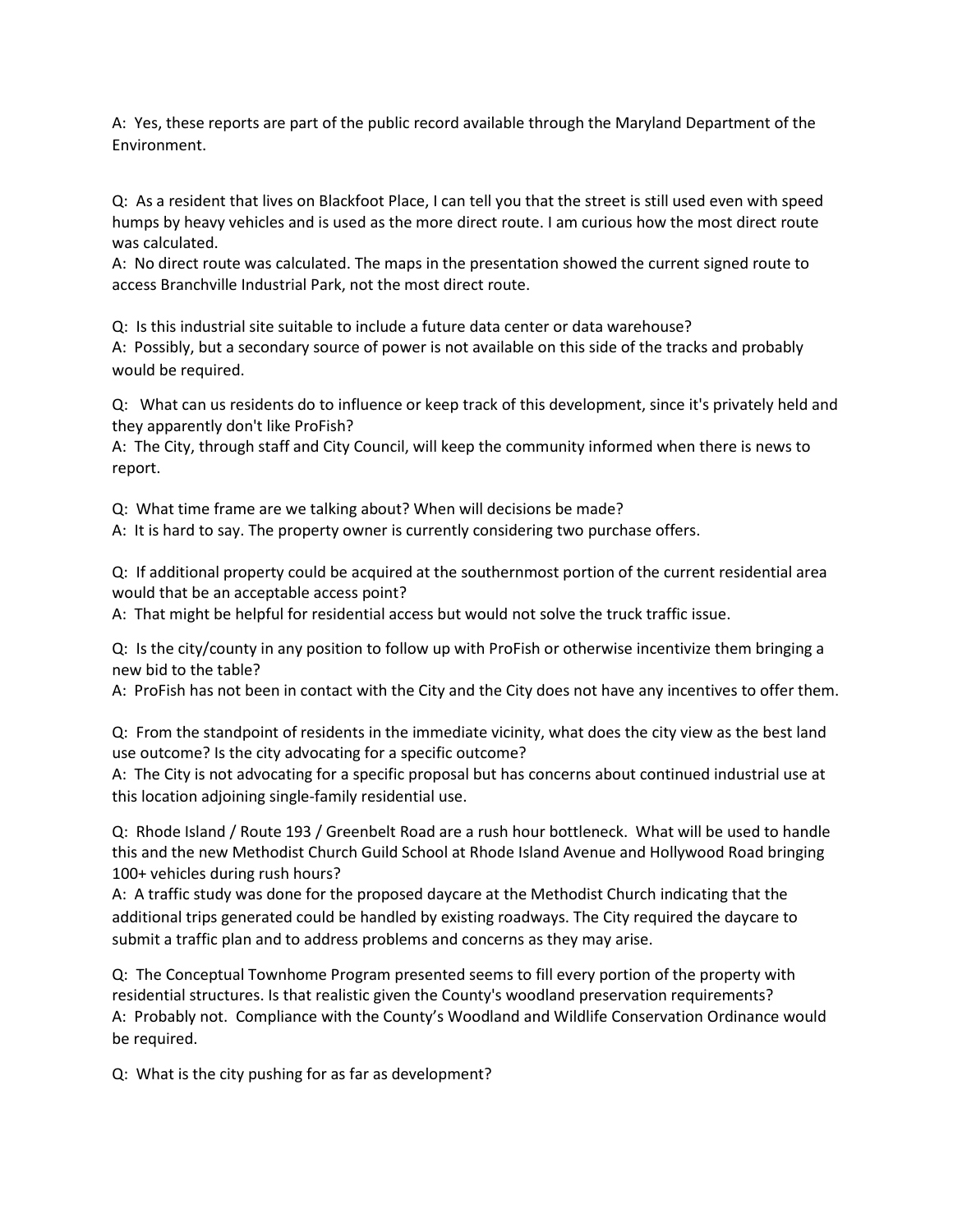A: Yes, these reports are part of the public record available through the Maryland Department of the Environment.

Q: As a resident that lives on Blackfoot Place, I can tell you that the street is still used even with speed humps by heavy vehicles and is used as the more direct route. I am curious how the most direct route was calculated.
A: No direct route was calculated. The maps in the presentation showed the current signed route to access Branchville Industrial Park, not the most direct route.

Q: Is this industrial site suitable to include a future data center or data warehouse?
A: Possibly, but a secondary source of power is not available on this side of the tracks and probably would be required.

Q: What can us residents do to influence or keep track of this development, since it's privately held and they apparently don't like ProFish?
A: The City, through staff and City Council, will keep the community informed when there is news to report.

Q: What time frame are we talking about? When will decisions be made?
A: It is hard to say. The property owner is currently considering two purchase offers.

Q: If additional property could be acquired at the southernmost portion of the current residential area would that be an acceptable access point?
A: That might be helpful for residential access but would not solve the truck traffic issue.

Q: Is the city/county in any position to follow up with ProFish or otherwise incentivize them bringing a new bid to the table?
A: ProFish has not been in contact with the City and the City does not have any incentives to offer them.

Q: From the standpoint of residents in the immediate vicinity, what does the city view as the best land use outcome? Is the city advocating for a specific outcome?
A: The City is not advocating for a specific proposal but has concerns about continued industrial use at this location adjoining single-family residential use.

Q: Rhode Island / Route 193 / Greenbelt Road are a rush hour bottleneck. What will be used to handle this and the new Methodist Church Guild School at Rhode Island Avenue and Hollywood Road bringing 100+ vehicles during rush hours?
A: A traffic study was done for the proposed daycare at the Methodist Church indicating that the additional trips generated could be handled by existing roadways. The City required the daycare to submit a traffic plan and to address problems and concerns as they may arise.

Q: The Conceptual Townhome Program presented seems to fill every portion of the property with residential structures. Is that realistic given the County's woodland preservation requirements?
A: Probably not. Compliance with the County's Woodland and Wildlife Conservation Ordinance would be required.

Q: What is the city pushing for as far as development?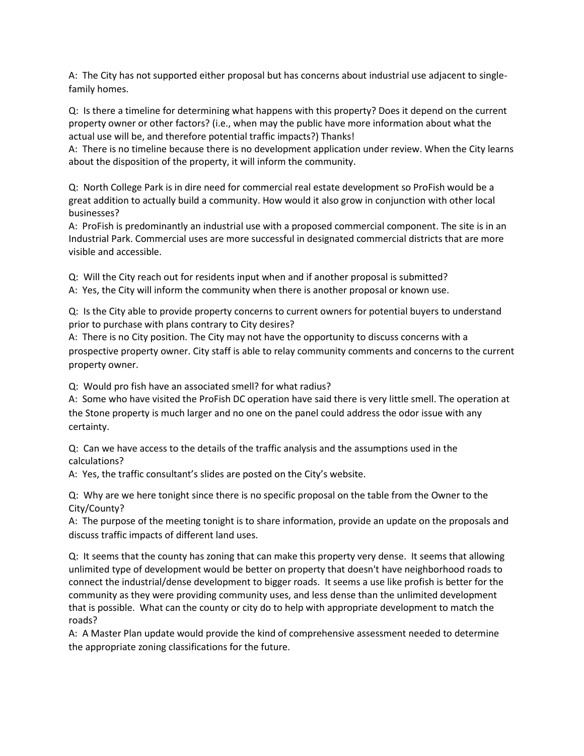A: The City has not supported either proposal but has concerns about industrial use adjacent to single-family homes.

Q: Is there a timeline for determining what happens with this property? Does it depend on the current property owner or other factors? (i.e., when may the public have more information about what the actual use will be, and therefore potential traffic impacts?) Thanks!
A: There is no timeline because there is no development application under review. When the City learns about the disposition of the property, it will inform the community.

Q: North College Park is in dire need for commercial real estate development so ProFish would be a great addition to actually build a community. How would it also grow in conjunction with other local businesses?
A: ProFish is predominantly an industrial use with a proposed commercial component. The site is in an Industrial Park. Commercial uses are more successful in designated commercial districts that are more visible and accessible.

Q: Will the City reach out for residents input when and if another proposal is submitted?
A: Yes, the City will inform the community when there is another proposal or known use.

Q: Is the City able to provide property concerns to current owners for potential buyers to understand prior to purchase with plans contrary to City desires?
A: There is no City position. The City may not have the opportunity to discuss concerns with a prospective property owner. City staff is able to relay community comments and concerns to the current property owner.

Q: Would pro fish have an associated smell? for what radius?
A: Some who have visited the ProFish DC operation have said there is very little smell. The operation at the Stone property is much larger and no one on the panel could address the odor issue with any certainty.

Q: Can we have access to the details of the traffic analysis and the assumptions used in the calculations?
A: Yes, the traffic consultant's slides are posted on the City's website.

Q: Why are we here tonight since there is no specific proposal on the table from the Owner to the City/County?
A: The purpose of the meeting tonight is to share information, provide an update on the proposals and discuss traffic impacts of different land uses.

Q: It seems that the county has zoning that can make this property very dense. It seems that allowing unlimited type of development would be better on property that doesn't have neighborhood roads to connect the industrial/dense development to bigger roads. It seems a use like profish is better for the community as they were providing community uses, and less dense than the unlimited development that is possible. What can the county or city do to help with appropriate development to match the roads?
A: A Master Plan update would provide the kind of comprehensive assessment needed to determine the appropriate zoning classifications for the future.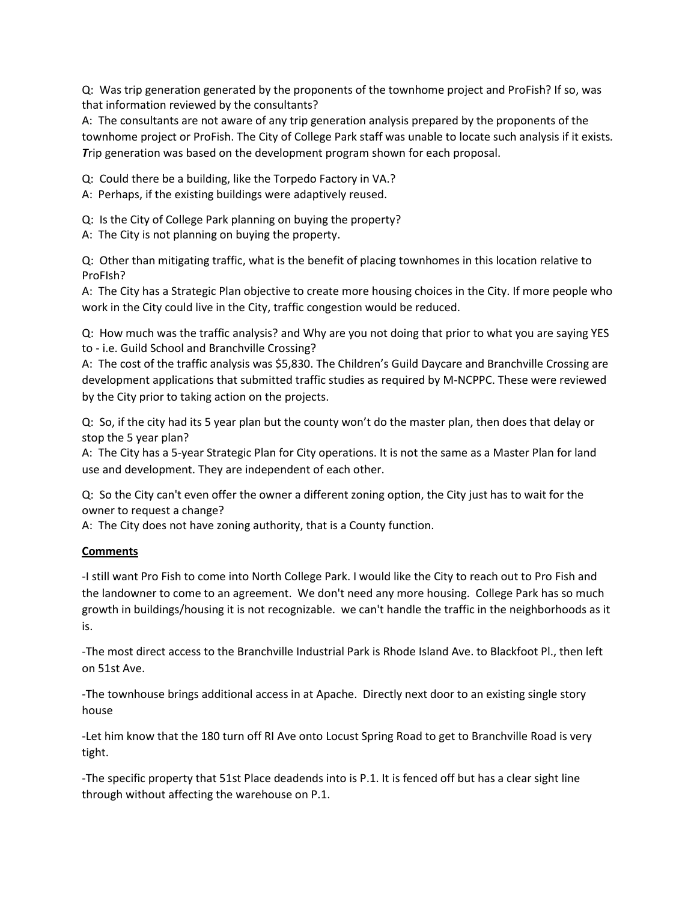Q: Was trip generation generated by the proponents of the townhome project and ProFish? If so, was that information reviewed by the consultants?
A: The consultants are not aware of any trip generation analysis prepared by the proponents of the townhome project or ProFish. The City of College Park staff was unable to locate such analysis if it exists. ***T***rip generation was based on the development program shown for each proposal.

Q: Could there be a building, like the Torpedo Factory in VA.?
A: Perhaps, if the existing buildings were adaptively reused.

Q: Is the City of College Park planning on buying the property?
A: The City is not planning on buying the property.

Q: Other than mitigating traffic, what is the benefit of placing townhomes in this location relative to ProFIsh?
A: The City has a Strategic Plan objective to create more housing choices in the City. If more people who work in the City could live in the City, traffic congestion would be reduced.

Q: How much was the traffic analysis? and Why are you not doing that prior to what you are saying YES to - i.e. Guild School and Branchville Crossing?
A: The cost of the traffic analysis was $5,830. The Children's Guild Daycare and Branchville Crossing are development applications that submitted traffic studies as required by M-NCPPC. These were reviewed by the City prior to taking action on the projects.

Q: So, if the city had its 5 year plan but the county won't do the master plan, then does that delay or stop the 5 year plan?
A: The City has a 5-year Strategic Plan for City operations. It is not the same as a Master Plan for land use and development. They are independent of each other.

Q: So the City can't even offer the owner a different zoning option, the City just has to wait for the owner to request a change?
A: The City does not have zoning authority, that is a County function.

**<u>Comments</u>**

-I still want Pro Fish to come into North College Park. I would like the City to reach out to Pro Fish and the landowner to come to an agreement. We don't need any more housing. College Park has so much growth in buildings/housing it is not recognizable. we can't handle the traffic in the neighborhoods as it is.

-The most direct access to the Branchville Industrial Park is Rhode Island Ave. to Blackfoot Pl., then left on 51st Ave.

-The townhouse brings additional access in at Apache. Directly next door to an existing single story house

-Let him know that the 180 turn off RI Ave onto Locust Spring Road to get to Branchville Road is very tight.

-The specific property that 51st Place deadends into is P.1. It is fenced off but has a clear sight line through without affecting the warehouse on P.1.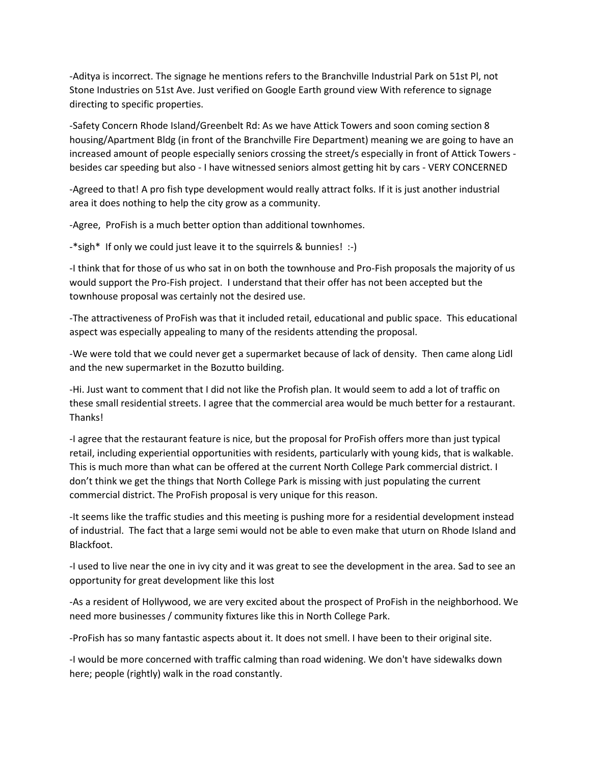-Aditya is incorrect. The signage he mentions refers to the Branchville Industrial Park on 51st Pl, not Stone Industries on 51st Ave. Just verified on Google Earth ground view With reference to signage directing to specific properties.

-Safety Concern Rhode Island/Greenbelt Rd: As we have Attick Towers and soon coming section 8 housing/Apartment Bldg (in front of the Branchville Fire Department) meaning we are going to have an increased amount of people especially seniors crossing the street/s especially in front of Attick Towers - besides car speeding but also - I have witnessed seniors almost getting hit by cars - VERY CONCERNED

-Agreed to that! A pro fish type development would really attract folks. If it is just another industrial area it does nothing to help the city grow as a community.

-Agree, ProFish is a much better option than additional townhomes.

-*sigh* If only we could just leave it to the squirrels & bunnies! :-)

-I think that for those of us who sat in on both the townhouse and Pro-Fish proposals the majority of us would support the Pro-Fish project. I understand that their offer has not been accepted but the townhouse proposal was certainly not the desired use.

-The attractiveness of ProFish was that it included retail, educational and public space. This educational aspect was especially appealing to many of the residents attending the proposal.

-We were told that we could never get a supermarket because of lack of density. Then came along Lidl and the new supermarket in the Bozutto building.

-Hi. Just want to comment that I did not like the Profish plan. It would seem to add a lot of traffic on these small residential streets. I agree that the commercial area would be much better for a restaurant. Thanks!

-I agree that the restaurant feature is nice, but the proposal for ProFish offers more than just typical retail, including experiential opportunities with residents, particularly with young kids, that is walkable. This is much more than what can be offered at the current North College Park commercial district. I don't think we get the things that North College Park is missing with just populating the current commercial district. The ProFish proposal is very unique for this reason.

-It seems like the traffic studies and this meeting is pushing more for a residential development instead of industrial. The fact that a large semi would not be able to even make that uturn on Rhode Island and Blackfoot.

-I used to live near the one in ivy city and it was great to see the development in the area. Sad to see an opportunity for great development like this lost

-As a resident of Hollywood, we are very excited about the prospect of ProFish in the neighborhood. We need more businesses / community fixtures like this in North College Park.

-ProFish has so many fantastic aspects about it. It does not smell. I have been to their original site.

-I would be more concerned with traffic calming than road widening. We don't have sidewalks down here; people (rightly) walk in the road constantly.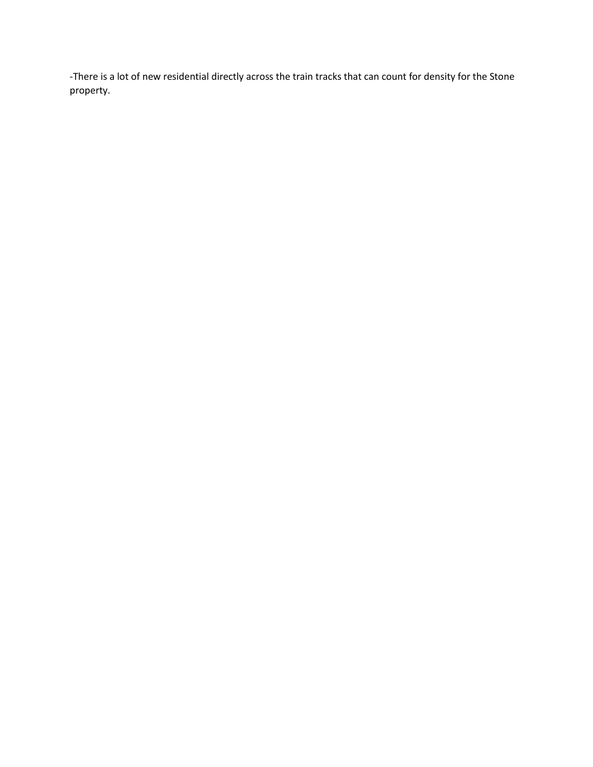-There is a lot of new residential directly across the train tracks that can count for density for the Stone property.